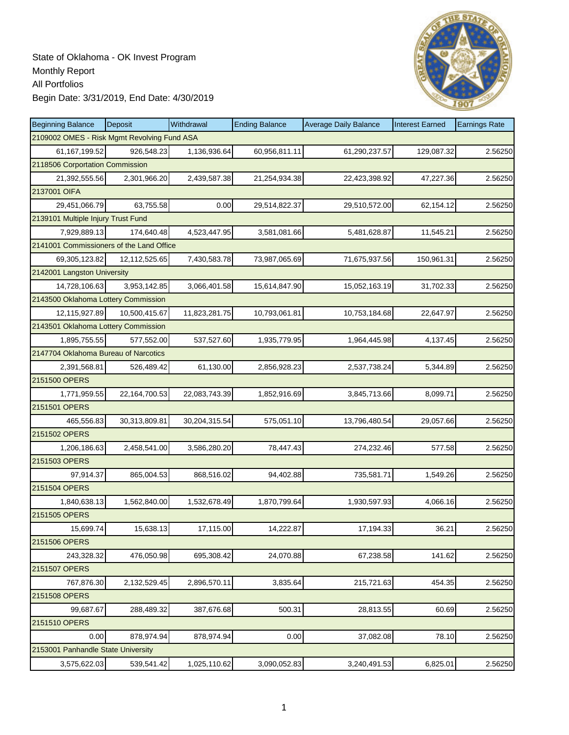State of Oklahoma - OK Invest Program
Monthly Report
All Portfolios
Begin Date: 3/31/2019, End Date: 4/30/2019

| Beginning Balance | Deposit | Withdrawal | Ending Balance | Average Daily Balance | Interest Earned | Earnings Rate |
|---|---|---|---|---|---|---|
| 2109002 OMES - Risk Mgmt Revolving Fund ASA | | | | | | |
| 61,167,199.52 | 926,548.23 | 1,136,936.64 | 60,956,811.11 | 61,290,237.57 | 129,087.32 | 2.56250 |
| 2118506 Corportation Commission | | | | | | |
| 21,392,555.56 | 2,301,966.20 | 2,439,587.38 | 21,254,934.38 | 22,423,398.92 | 47,227.36 | 2.56250 |
| 2137001 OIFA | | | | | | |
| 29,451,066.79 | 63,755.58 | 0.00 | 29,514,822.37 | 29,510,572.00 | 62,154.12 | 2.56250 |
| 2139101 Multiple Injury Trust Fund | | | | | | |
| 7,929,889.13 | 174,640.48 | 4,523,447.95 | 3,581,081.66 | 5,481,628.87 | 11,545.21 | 2.56250 |
| 2141001 Commissioners of the Land Office | | | | | | |
| 69,305,123.82 | 12,112,525.65 | 7,430,583.78 | 73,987,065.69 | 71,675,937.56 | 150,961.31 | 2.56250 |
| 2142001 Langston University | | | | | | |
| 14,728,106.63 | 3,953,142.85 | 3,066,401.58 | 15,614,847.90 | 15,052,163.19 | 31,702.33 | 2.56250 |
| 2143500 Oklahoma Lottery Commission | | | | | | |
| 12,115,927.89 | 10,500,415.67 | 11,823,281.75 | 10,793,061.81 | 10,753,184.68 | 22,647.97 | 2.56250 |
| 2143501 Oklahoma Lottery Commission | | | | | | |
| 1,895,755.55 | 577,552.00 | 537,527.60 | 1,935,779.95 | 1,964,445.98 | 4,137.45 | 2.56250 |
| 2147704 Oklahoma Bureau of Narcotics | | | | | | |
| 2,391,568.81 | 526,489.42 | 61,130.00 | 2,856,928.23 | 2,537,738.24 | 5,344.89 | 2.56250 |
| 2151500 OPERS | | | | | | |
| 1,771,959.55 | 22,164,700.53 | 22,083,743.39 | 1,852,916.69 | 3,845,713.66 | 8,099.71 | 2.56250 |
| 2151501 OPERS | | | | | | |
| 465,556.83 | 30,313,809.81 | 30,204,315.54 | 575,051.10 | 13,796,480.54 | 29,057.66 | 2.56250 |
| 2151502 OPERS | | | | | | |
| 1,206,186.63 | 2,458,541.00 | 3,586,280.20 | 78,447.43 | 274,232.46 | 577.58 | 2.56250 |
| 2151503 OPERS | | | | | | |
| 97,914.37 | 865,004.53 | 868,516.02 | 94,402.88 | 735,581.71 | 1,549.26 | 2.56250 |
| 2151504 OPERS | | | | | | |
| 1,840,638.13 | 1,562,840.00 | 1,532,678.49 | 1,870,799.64 | 1,930,597.93 | 4,066.16 | 2.56250 |
| 2151505 OPERS | | | | | | |
| 15,699.74 | 15,638.13 | 17,115.00 | 14,222.87 | 17,194.33 | 36.21 | 2.56250 |
| 2151506 OPERS | | | | | | |
| 243,328.32 | 476,050.98 | 695,308.42 | 24,070.88 | 67,238.58 | 141.62 | 2.56250 |
| 2151507 OPERS | | | | | | |
| 767,876.30 | 2,132,529.45 | 2,896,570.11 | 3,835.64 | 215,721.63 | 454.35 | 2.56250 |
| 2151508 OPERS | | | | | | |
| 99,687.67 | 288,489.32 | 387,676.68 | 500.31 | 28,813.55 | 60.69 | 2.56250 |
| 2151510 OPERS | | | | | | |
| 0.00 | 878,974.94 | 878,974.94 | 0.00 | 37,082.08 | 78.10 | 2.56250 |
| 2153001 Panhandle State University | | | | | | |
| 3,575,622.03 | 539,541.42 | 1,025,110.62 | 3,090,052.83 | 3,240,491.53 | 6,825.01 | 2.56250 |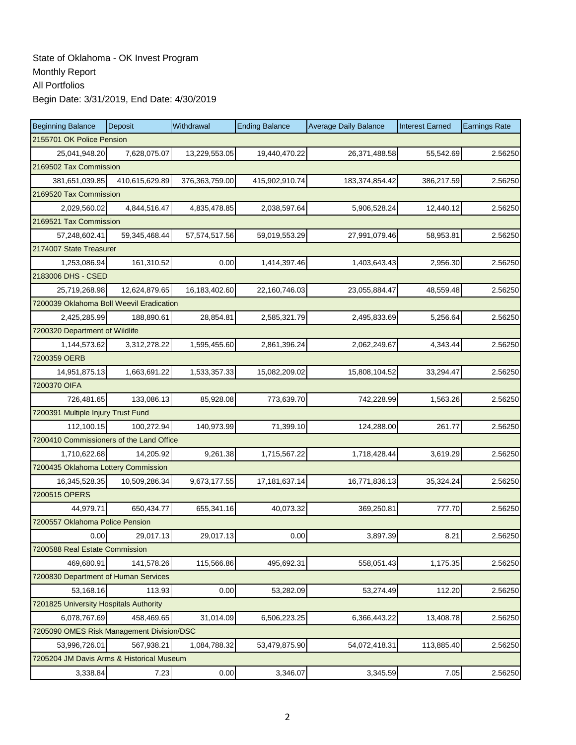State of Oklahoma - OK Invest Program
Monthly Report
All Portfolios
Begin Date: 3/31/2019, End Date: 4/30/2019

| Beginning Balance | Deposit | Withdrawal | Ending Balance | Average Daily Balance | Interest Earned | Earnings Rate |
|---|---|---|---|---|---|---|
| 2155701 OK Police Pension | | | | | | |
| 25,041,948.20 | 7,628,075.07 | 13,229,553.05 | 19,440,470.22 | 26,371,488.58 | 55,542.69 | 2.56250 |
| 2169502 Tax Commission | | | | | | |
| 381,651,039.85 | 410,615,629.89 | 376,363,759.00 | 415,902,910.74 | 183,374,854.42 | 386,217.59 | 2.56250 |
| 2169520 Tax Commission | | | | | | |
| 2,029,560.02 | 4,844,516.47 | 4,835,478.85 | 2,038,597.64 | 5,906,528.24 | 12,440.12 | 2.56250 |
| 2169521 Tax Commission | | | | | | |
| 57,248,602.41 | 59,345,468.44 | 57,574,517.56 | 59,019,553.29 | 27,991,079.46 | 58,953.81 | 2.56250 |
| 2174007 State Treasurer | | | | | | |
| 1,253,086.94 | 161,310.52 | 0.00 | 1,414,397.46 | 1,403,643.43 | 2,956.30 | 2.56250 |
| 2183006 DHS - CSED | | | | | | |
| 25,719,268.98 | 12,624,879.65 | 16,183,402.60 | 22,160,746.03 | 23,055,884.47 | 48,559.48 | 2.56250 |
| 7200039 Oklahoma Boll Weevil Eradication | | | | | | |
| 2,425,285.99 | 188,890.61 | 28,854.81 | 2,585,321.79 | 2,495,833.69 | 5,256.64 | 2.56250 |
| 7200320 Department of Wildlife | | | | | | |
| 1,144,573.62 | 3,312,278.22 | 1,595,455.60 | 2,861,396.24 | 2,062,249.67 | 4,343.44 | 2.56250 |
| 7200359 OERB | | | | | | |
| 14,951,875.13 | 1,663,691.22 | 1,533,357.33 | 15,082,209.02 | 15,808,104.52 | 33,294.47 | 2.56250 |
| 7200370 OIFA | | | | | | |
| 726,481.65 | 133,086.13 | 85,928.08 | 773,639.70 | 742,228.99 | 1,563.26 | 2.56250 |
| 7200391 Multiple Injury Trust Fund | | | | | | |
| 112,100.15 | 100,272.94 | 140,973.99 | 71,399.10 | 124,288.00 | 261.77 | 2.56250 |
| 7200410 Commissioners of the Land Office | | | | | | |
| 1,710,622.68 | 14,205.92 | 9,261.38 | 1,715,567.22 | 1,718,428.44 | 3,619.29 | 2.56250 |
| 7200435 Oklahoma Lottery Commission | | | | | | |
| 16,345,528.35 | 10,509,286.34 | 9,673,177.55 | 17,181,637.14 | 16,771,836.13 | 35,324.24 | 2.56250 |
| 7200515 OPERS | | | | | | |
| 44,979.71 | 650,434.77 | 655,341.16 | 40,073.32 | 369,250.81 | 777.70 | 2.56250 |
| 7200557 Oklahoma Police Pension | | | | | | |
| 0.00 | 29,017.13 | 29,017.13 | 0.00 | 3,897.39 | 8.21 | 2.56250 |
| 7200588 Real Estate Commission | | | | | | |
| 469,680.91 | 141,578.26 | 115,566.86 | 495,692.31 | 558,051.43 | 1,175.35 | 2.56250 |
| 7200830 Department of Human Services | | | | | | |
| 53,168.16 | 113.93 | 0.00 | 53,282.09 | 53,274.49 | 112.20 | 2.56250 |
| 7201825 University Hospitals Authority | | | | | | |
| 6,078,767.69 | 458,469.65 | 31,014.09 | 6,506,223.25 | 6,366,443.22 | 13,408.78 | 2.56250 |
| 7205090 OMES Risk Management Division/DSC | | | | | | |
| 53,996,726.01 | 567,938.21 | 1,084,788.32 | 53,479,875.90 | 54,072,418.31 | 113,885.40 | 2.56250 |
| 7205204 JM Davis Arms & Historical Museum | | | | | | |
| 3,338.84 | 7.23 | 0.00 | 3,346.07 | 3,345.59 | 7.05 | 2.56250 |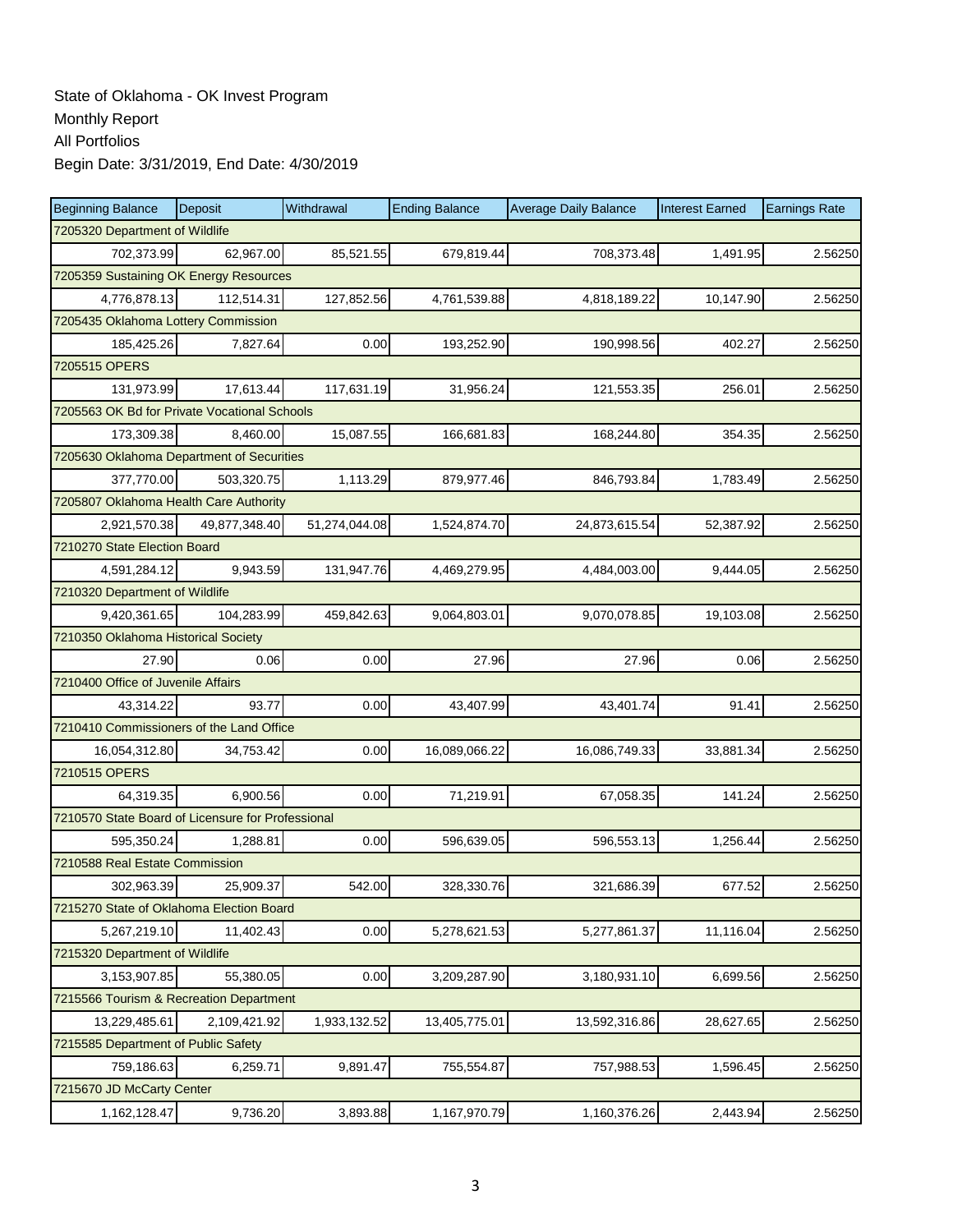State of Oklahoma - OK Invest Program
Monthly Report
All Portfolios
Begin Date: 3/31/2019, End Date: 4/30/2019

| Beginning Balance | Deposit | Withdrawal | Ending Balance | Average Daily Balance | Interest Earned | Earnings Rate |
|---|---|---|---|---|---|---|
| 7205320 Department of Wildlife | | | | | | |
| 702,373.99 | 62,967.00 | 85,521.55 | 679,819.44 | 708,373.48 | 1,491.95 | 2.56250 |
| 7205359 Sustaining OK Energy Resources | | | | | | |
| 4,776,878.13 | 112,514.31 | 127,852.56 | 4,761,539.88 | 4,818,189.22 | 10,147.90 | 2.56250 |
| 7205435 Oklahoma Lottery Commission | | | | | | |
| 185,425.26 | 7,827.64 | 0.00 | 193,252.90 | 190,998.56 | 402.27 | 2.56250 |
| 7205515 OPERS | | | | | | |
| 131,973.99 | 17,613.44 | 117,631.19 | 31,956.24 | 121,553.35 | 256.01 | 2.56250 |
| 7205563 OK Bd for Private Vocational Schools | | | | | | |
| 173,309.38 | 8,460.00 | 15,087.55 | 166,681.83 | 168,244.80 | 354.35 | 2.56250 |
| 7205630 Oklahoma Department of Securities | | | | | | |
| 377,770.00 | 503,320.75 | 1,113.29 | 879,977.46 | 846,793.84 | 1,783.49 | 2.56250 |
| 7205807 Oklahoma Health Care Authority | | | | | | |
| 2,921,570.38 | 49,877,348.40 | 51,274,044.08 | 1,524,874.70 | 24,873,615.54 | 52,387.92 | 2.56250 |
| 7210270 State Election Board | | | | | | |
| 4,591,284.12 | 9,943.59 | 131,947.76 | 4,469,279.95 | 4,484,003.00 | 9,444.05 | 2.56250 |
| 7210320 Department of Wildlife | | | | | | |
| 9,420,361.65 | 104,283.99 | 459,842.63 | 9,064,803.01 | 9,070,078.85 | 19,103.08 | 2.56250 |
| 7210350 Oklahoma Historical Society | | | | | | |
| 27.90 | 0.06 | 0.00 | 27.96 | 27.96 | 0.06 | 2.56250 |
| 7210400 Office of Juvenile Affairs | | | | | | |
| 43,314.22 | 93.77 | 0.00 | 43,407.99 | 43,401.74 | 91.41 | 2.56250 |
| 7210410 Commissioners of the Land Office | | | | | | |
| 16,054,312.80 | 34,753.42 | 0.00 | 16,089,066.22 | 16,086,749.33 | 33,881.34 | 2.56250 |
| 7210515 OPERS | | | | | | |
| 64,319.35 | 6,900.56 | 0.00 | 71,219.91 | 67,058.35 | 141.24 | 2.56250 |
| 7210570 State Board of Licensure for Professional | | | | | | |
| 595,350.24 | 1,288.81 | 0.00 | 596,639.05 | 596,553.13 | 1,256.44 | 2.56250 |
| 7210588 Real Estate Commission | | | | | | |
| 302,963.39 | 25,909.37 | 542.00 | 328,330.76 | 321,686.39 | 677.52 | 2.56250 |
| 7215270 State of Oklahoma Election Board | | | | | | |
| 5,267,219.10 | 11,402.43 | 0.00 | 5,278,621.53 | 5,277,861.37 | 11,116.04 | 2.56250 |
| 7215320 Department of Wildlife | | | | | | |
| 3,153,907.85 | 55,380.05 | 0.00 | 3,209,287.90 | 3,180,931.10 | 6,699.56 | 2.56250 |
| 7215566 Tourism & Recreation Department | | | | | | |
| 13,229,485.61 | 2,109,421.92 | 1,933,132.52 | 13,405,775.01 | 13,592,316.86 | 28,627.65 | 2.56250 |
| 7215585 Department of Public Safety | | | | | | |
| 759,186.63 | 6,259.71 | 9,891.47 | 755,554.87 | 757,988.53 | 1,596.45 | 2.56250 |
| 7215670 JD McCarty Center | | | | | | |
| 1,162,128.47 | 9,736.20 | 3,893.88 | 1,167,970.79 | 1,160,376.26 | 2,443.94 | 2.56250 |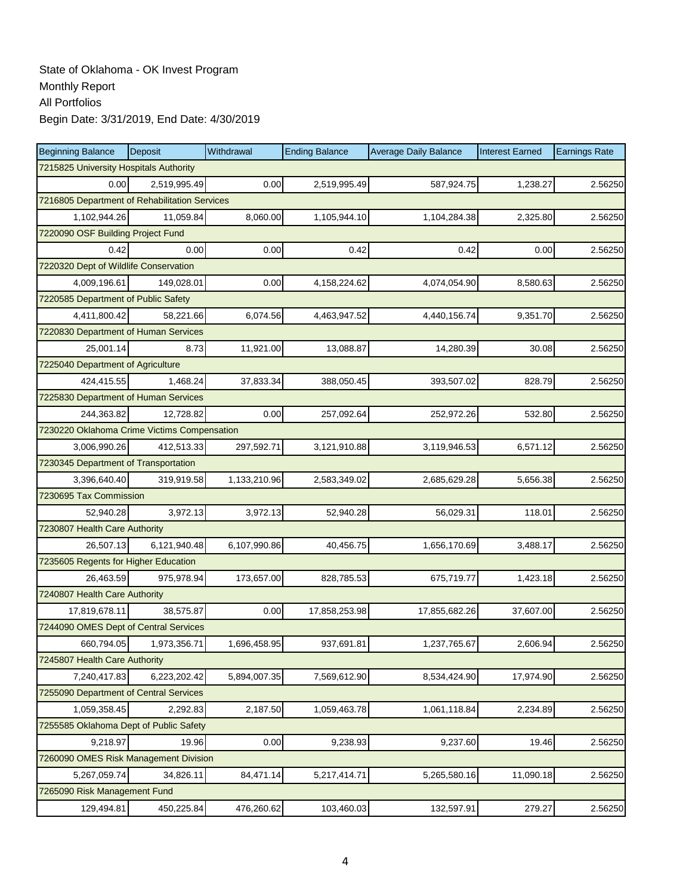State of Oklahoma - OK Invest Program
Monthly Report
All Portfolios
Begin Date: 3/31/2019, End Date: 4/30/2019

| Beginning Balance | Deposit | Withdrawal | Ending Balance | Average Daily Balance | Interest Earned | Earnings Rate |
|---|---|---|---|---|---|---|
| 7215825 University Hospitals Authority | | | | | | |
| 0.00 | 2,519,995.49 | 0.00 | 2,519,995.49 | 587,924.75 | 1,238.27 | 2.56250 |
| 7216805 Department of Rehabilitation Services | | | | | | |
| 1,102,944.26 | 11,059.84 | 8,060.00 | 1,105,944.10 | 1,104,284.38 | 2,325.80 | 2.56250 |
| 7220090 OSF Building Project Fund | | | | | | |
| 0.42 | 0.00 | 0.00 | 0.42 | 0.42 | 0.00 | 2.56250 |
| 7220320 Dept of Wildlife Conservation | | | | | | |
| 4,009,196.61 | 149,028.01 | 0.00 | 4,158,224.62 | 4,074,054.90 | 8,580.63 | 2.56250 |
| 7220585 Department of Public Safety | | | | | | |
| 4,411,800.42 | 58,221.66 | 6,074.56 | 4,463,947.52 | 4,440,156.74 | 9,351.70 | 2.56250 |
| 7220830 Department of Human Services | | | | | | |
| 25,001.14 | 8.73 | 11,921.00 | 13,088.87 | 14,280.39 | 30.08 | 2.56250 |
| 7225040 Department of Agriculture | | | | | | |
| 424,415.55 | 1,468.24 | 37,833.34 | 388,050.45 | 393,507.02 | 828.79 | 2.56250 |
| 7225830 Department of Human Services | | | | | | |
| 244,363.82 | 12,728.82 | 0.00 | 257,092.64 | 252,972.26 | 532.80 | 2.56250 |
| 7230220 Oklahoma Crime Victims Compensation | | | | | | |
| 3,006,990.26 | 412,513.33 | 297,592.71 | 3,121,910.88 | 3,119,946.53 | 6,571.12 | 2.56250 |
| 7230345 Department of Transportation | | | | | | |
| 3,396,640.40 | 319,919.58 | 1,133,210.96 | 2,583,349.02 | 2,685,629.28 | 5,656.38 | 2.56250 |
| 7230695 Tax Commission | | | | | | |
| 52,940.28 | 3,972.13 | 3,972.13 | 52,940.28 | 56,029.31 | 118.01 | 2.56250 |
| 7230807 Health Care Authority | | | | | | |
| 26,507.13 | 6,121,940.48 | 6,107,990.86 | 40,456.75 | 1,656,170.69 | 3,488.17 | 2.56250 |
| 7235605 Regents for Higher Education | | | | | | |
| 26,463.59 | 975,978.94 | 173,657.00 | 828,785.53 | 675,719.77 | 1,423.18 | 2.56250 |
| 7240807 Health Care Authority | | | | | | |
| 17,819,678.11 | 38,575.87 | 0.00 | 17,858,253.98 | 17,855,682.26 | 37,607.00 | 2.56250 |
| 7244090 OMES Dept of Central Services | | | | | | |
| 660,794.05 | 1,973,356.71 | 1,696,458.95 | 937,691.81 | 1,237,765.67 | 2,606.94 | 2.56250 |
| 7245807 Health Care Authority | | | | | | |
| 7,240,417.83 | 6,223,202.42 | 5,894,007.35 | 7,569,612.90 | 8,534,424.90 | 17,974.90 | 2.56250 |
| 7255090 Department of Central Services | | | | | | |
| 1,059,358.45 | 2,292.83 | 2,187.50 | 1,059,463.78 | 1,061,118.84 | 2,234.89 | 2.56250 |
| 7255585 Oklahoma Dept of Public Safety | | | | | | |
| 9,218.97 | 19.96 | 0.00 | 9,238.93 | 9,237.60 | 19.46 | 2.56250 |
| 7260090 OMES Risk Management Division | | | | | | |
| 5,267,059.74 | 34,826.11 | 84,471.14 | 5,217,414.71 | 5,265,580.16 | 11,090.18 | 2.56250 |
| 7265090 Risk Management Fund | | | | | | |
| 129,494.81 | 450,225.84 | 476,260.62 | 103,460.03 | 132,597.91 | 279.27 | 2.56250 |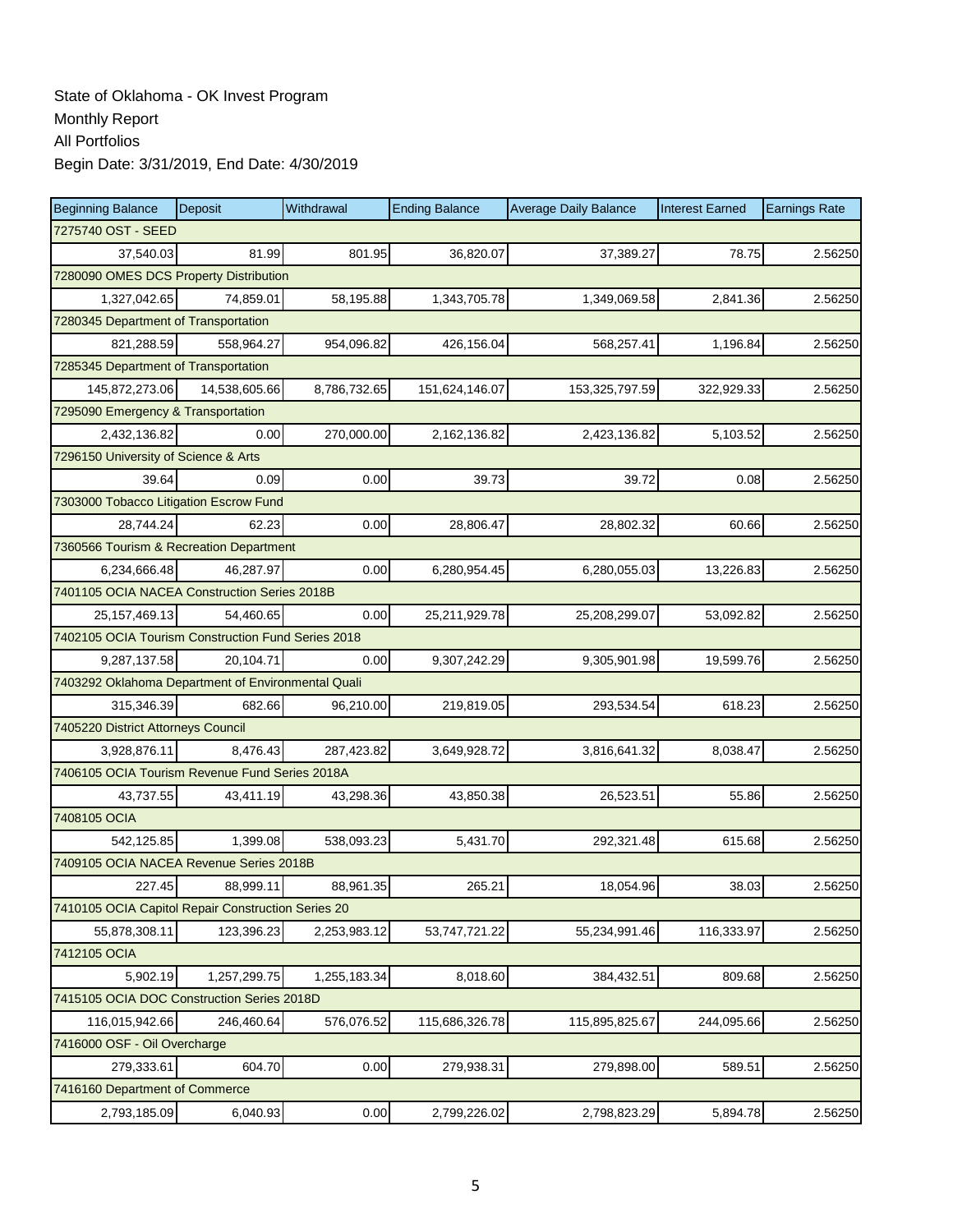State of Oklahoma - OK Invest Program
Monthly Report
All Portfolios
Begin Date: 3/31/2019, End Date: 4/30/2019

| Beginning Balance | Deposit | Withdrawal | Ending Balance | Average Daily Balance | Interest Earned | Earnings Rate |
|---|---|---|---|---|---|---|
| 7275740 OST - SEED | | | | | | |
| 37,540.03 | 81.99 | 801.95 | 36,820.07 | 37,389.27 | 78.75 | 2.56250 |
| 7280090 OMES DCS Property Distribution | | | | | | |
| 1,327,042.65 | 74,859.01 | 58,195.88 | 1,343,705.78 | 1,349,069.58 | 2,841.36 | 2.56250 |
| 7280345 Department of Transportation | | | | | | |
| 821,288.59 | 558,964.27 | 954,096.82 | 426,156.04 | 568,257.41 | 1,196.84 | 2.56250 |
| 7285345 Department of Transportation | | | | | | |
| 145,872,273.06 | 14,538,605.66 | 8,786,732.65 | 151,624,146.07 | 153,325,797.59 | 322,929.33 | 2.56250 |
| 7295090 Emergency & Transportation | | | | | | |
| 2,432,136.82 | 0.00 | 270,000.00 | 2,162,136.82 | 2,423,136.82 | 5,103.52 | 2.56250 |
| 7296150 University of Science & Arts | | | | | | |
| 39.64 | 0.09 | 0.00 | 39.73 | 39.72 | 0.08 | 2.56250 |
| 7303000 Tobacco Litigation Escrow Fund | | | | | | |
| 28,744.24 | 62.23 | 0.00 | 28,806.47 | 28,802.32 | 60.66 | 2.56250 |
| 7360566 Tourism & Recreation Department | | | | | | |
| 6,234,666.48 | 46,287.97 | 0.00 | 6,280,954.45 | 6,280,055.03 | 13,226.83 | 2.56250 |
| 7401105 OCIA NACEA Construction Series 2018B | | | | | | |
| 25,157,469.13 | 54,460.65 | 0.00 | 25,211,929.78 | 25,208,299.07 | 53,092.82 | 2.56250 |
| 7402105 OCIA Tourism Construction Fund Series 2018 | | | | | | |
| 9,287,137.58 | 20,104.71 | 0.00 | 9,307,242.29 | 9,305,901.98 | 19,599.76 | 2.56250 |
| 7403292 Oklahoma Department of Environmental Quali | | | | | | |
| 315,346.39 | 682.66 | 96,210.00 | 219,819.05 | 293,534.54 | 618.23 | 2.56250 |
| 7405220 District Attorneys Council | | | | | | |
| 3,928,876.11 | 8,476.43 | 287,423.82 | 3,649,928.72 | 3,816,641.32 | 8,038.47 | 2.56250 |
| 7406105 OCIA Tourism Revenue Fund Series 2018A | | | | | | |
| 43,737.55 | 43,411.19 | 43,298.36 | 43,850.38 | 26,523.51 | 55.86 | 2.56250 |
| 7408105 OCIA | | | | | | |
| 542,125.85 | 1,399.08 | 538,093.23 | 5,431.70 | 292,321.48 | 615.68 | 2.56250 |
| 7409105 OCIA NACEA Revenue Series 2018B | | | | | | |
| 227.45 | 88,999.11 | 88,961.35 | 265.21 | 18,054.96 | 38.03 | 2.56250 |
| 7410105 OCIA Capitol Repair Construction Series 20 | | | | | | |
| 55,878,308.11 | 123,396.23 | 2,253,983.12 | 53,747,721.22 | 55,234,991.46 | 116,333.97 | 2.56250 |
| 7412105 OCIA | | | | | | |
| 5,902.19 | 1,257,299.75 | 1,255,183.34 | 8,018.60 | 384,432.51 | 809.68 | 2.56250 |
| 7415105 OCIA DOC Construction Series 2018D | | | | | | |
| 116,015,942.66 | 246,460.64 | 576,076.52 | 115,686,326.78 | 115,895,825.67 | 244,095.66 | 2.56250 |
| 7416000 OSF - Oil Overcharge | | | | | | |
| 279,333.61 | 604.70 | 0.00 | 279,938.31 | 279,898.00 | 589.51 | 2.56250 |
| 7416160 Department of Commerce | | | | | | |
| 2,793,185.09 | 6,040.93 | 0.00 | 2,799,226.02 | 2,798,823.29 | 5,894.78 | 2.56250 |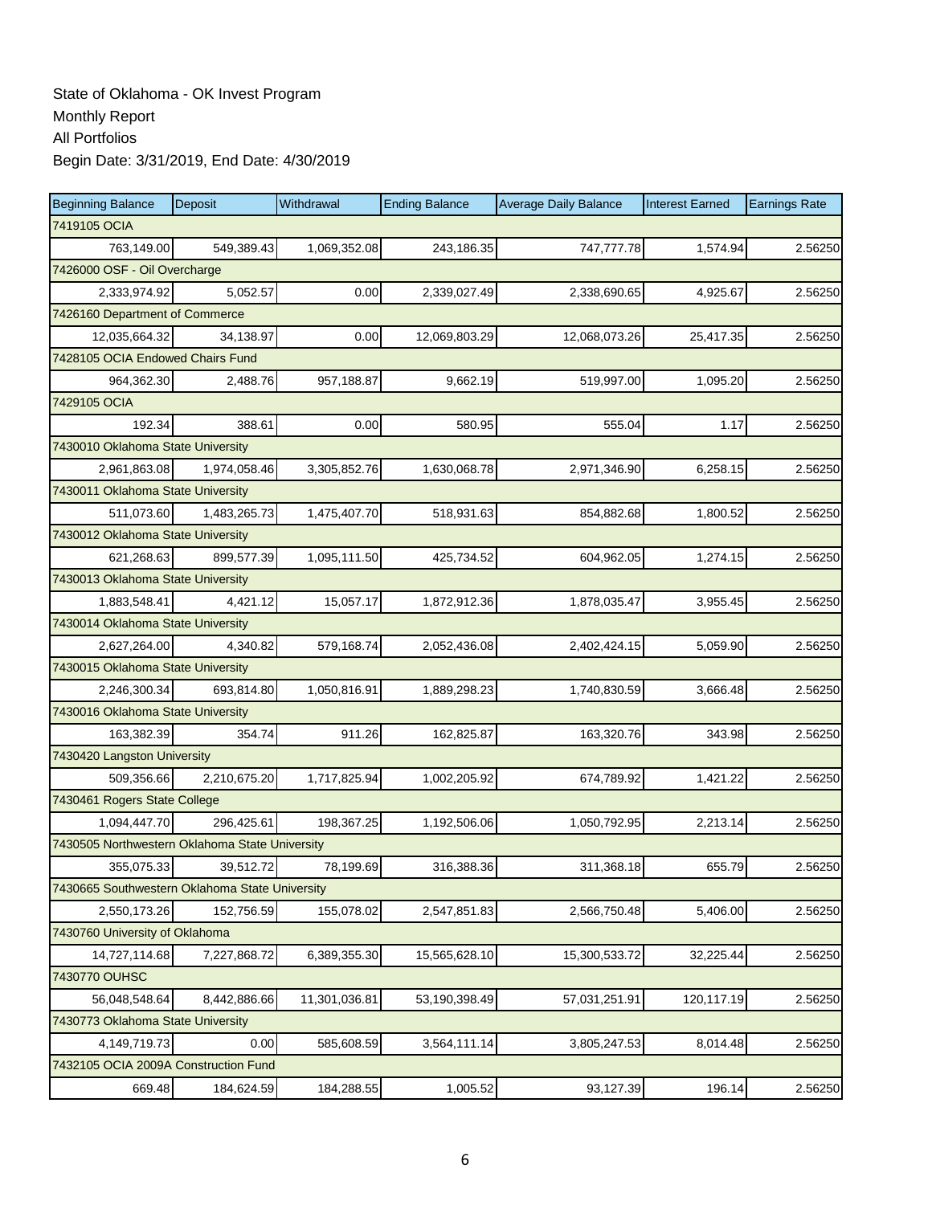State of Oklahoma - OK Invest Program
Monthly Report
All Portfolios
Begin Date: 3/31/2019, End Date: 4/30/2019

| Beginning Balance | Deposit | Withdrawal | Ending Balance | Average Daily Balance | Interest Earned | Earnings Rate |
|---|---|---|---|---|---|---|
| 7419105 OCIA | | | | | | |
| 763,149.00 | 549,389.43 | 1,069,352.08 | 243,186.35 | 747,777.78 | 1,574.94 | 2.56250 |
| 7426000 OSF - Oil Overcharge | | | | | | |
| 2,333,974.92 | 5,052.57 | 0.00 | 2,339,027.49 | 2,338,690.65 | 4,925.67 | 2.56250 |
| 7426160 Department of Commerce | | | | | | |
| 12,035,664.32 | 34,138.97 | 0.00 | 12,069,803.29 | 12,068,073.26 | 25,417.35 | 2.56250 |
| 7428105 OCIA Endowed Chairs Fund | | | | | | |
| 964,362.30 | 2,488.76 | 957,188.87 | 9,662.19 | 519,997.00 | 1,095.20 | 2.56250 |
| 7429105 OCIA | | | | | | |
| 192.34 | 388.61 | 0.00 | 580.95 | 555.04 | 1.17 | 2.56250 |
| 7430010 Oklahoma State University | | | | | | |
| 2,961,863.08 | 1,974,058.46 | 3,305,852.76 | 1,630,068.78 | 2,971,346.90 | 6,258.15 | 2.56250 |
| 7430011 Oklahoma State University | | | | | | |
| 511,073.60 | 1,483,265.73 | 1,475,407.70 | 518,931.63 | 854,882.68 | 1,800.52 | 2.56250 |
| 7430012 Oklahoma State University | | | | | | |
| 621,268.63 | 899,577.39 | 1,095,111.50 | 425,734.52 | 604,962.05 | 1,274.15 | 2.56250 |
| 7430013 Oklahoma State University | | | | | | |
| 1,883,548.41 | 4,421.12 | 15,057.17 | 1,872,912.36 | 1,878,035.47 | 3,955.45 | 2.56250 |
| 7430014 Oklahoma State University | | | | | | |
| 2,627,264.00 | 4,340.82 | 579,168.74 | 2,052,436.08 | 2,402,424.15 | 5,059.90 | 2.56250 |
| 7430015 Oklahoma State University | | | | | | |
| 2,246,300.34 | 693,814.80 | 1,050,816.91 | 1,889,298.23 | 1,740,830.59 | 3,666.48 | 2.56250 |
| 7430016 Oklahoma State University | | | | | | |
| 163,382.39 | 354.74 | 911.26 | 162,825.87 | 163,320.76 | 343.98 | 2.56250 |
| 7430420 Langston University | | | | | | |
| 509,356.66 | 2,210,675.20 | 1,717,825.94 | 1,002,205.92 | 674,789.92 | 1,421.22 | 2.56250 |
| 7430461 Rogers State College | | | | | | |
| 1,094,447.70 | 296,425.61 | 198,367.25 | 1,192,506.06 | 1,050,792.95 | 2,213.14 | 2.56250 |
| 7430505 Northwestern Oklahoma State University | | | | | | |
| 355,075.33 | 39,512.72 | 78,199.69 | 316,388.36 | 311,368.18 | 655.79 | 2.56250 |
| 7430665 Southwestern Oklahoma State University | | | | | | |
| 2,550,173.26 | 152,756.59 | 155,078.02 | 2,547,851.83 | 2,566,750.48 | 5,406.00 | 2.56250 |
| 7430760 University of Oklahoma | | | | | | |
| 14,727,114.68 | 7,227,868.72 | 6,389,355.30 | 15,565,628.10 | 15,300,533.72 | 32,225.44 | 2.56250 |
| 7430770 OUHSC | | | | | | |
| 56,048,548.64 | 8,442,886.66 | 11,301,036.81 | 53,190,398.49 | 57,031,251.91 | 120,117.19 | 2.56250 |
| 7430773 Oklahoma State University | | | | | | |
| 4,149,719.73 | 0.00 | 585,608.59 | 3,564,111.14 | 3,805,247.53 | 8,014.48 | 2.56250 |
| 7432105 OCIA 2009A Construction Fund | | | | | | |
| 669.48 | 184,624.59 | 184,288.55 | 1,005.52 | 93,127.39 | 196.14 | 2.56250 |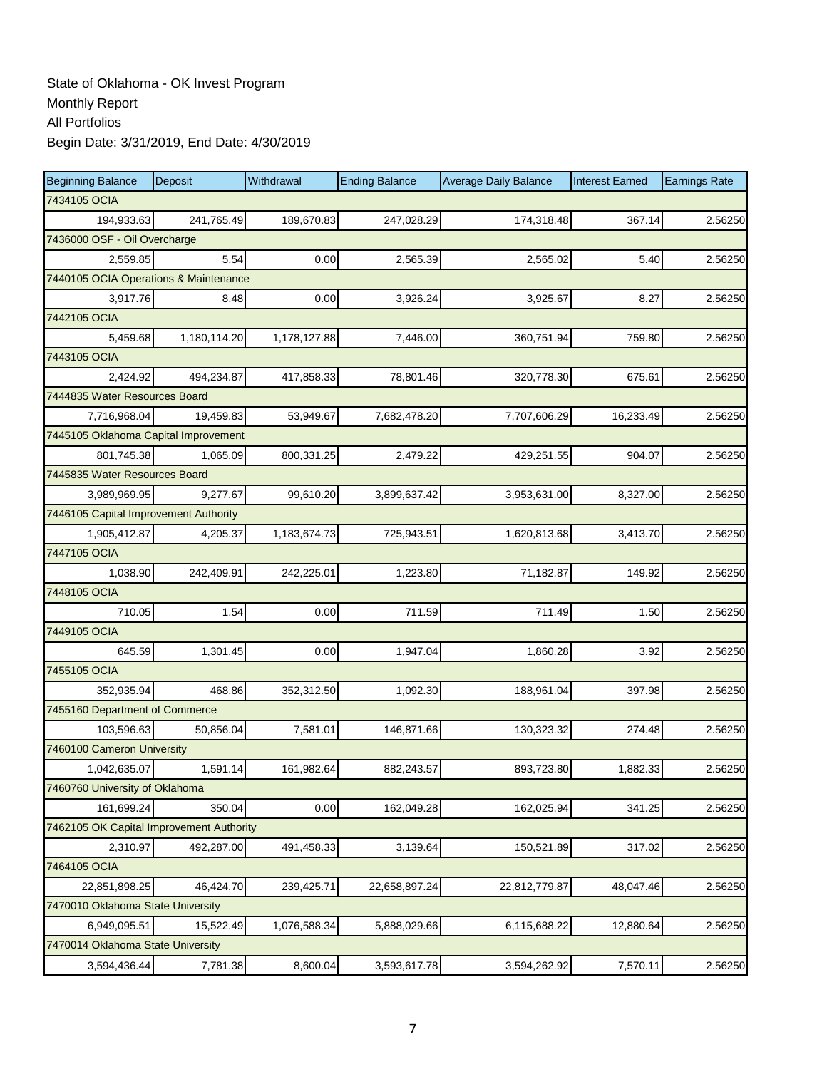State of Oklahoma - OK Invest Program
Monthly Report
All Portfolios
Begin Date: 3/31/2019, End Date: 4/30/2019

| Beginning Balance | Deposit | Withdrawal | Ending Balance | Average Daily Balance | Interest Earned | Earnings Rate |
|---|---|---|---|---|---|---|
| 7434105 OCIA | | | | | | |
| 194,933.63 | 241,765.49 | 189,670.83 | 247,028.29 | 174,318.48 | 367.14 | 2.56250 |
| 7436000 OSF - Oil Overcharge | | | | | | |
| 2,559.85 | 5.54 | 0.00 | 2,565.39 | 2,565.02 | 5.40 | 2.56250 |
| 7440105 OCIA Operations & Maintenance | | | | | | |
| 3,917.76 | 8.48 | 0.00 | 3,926.24 | 3,925.67 | 8.27 | 2.56250 |
| 7442105 OCIA | | | | | | |
| 5,459.68 | 1,180,114.20 | 1,178,127.88 | 7,446.00 | 360,751.94 | 759.80 | 2.56250 |
| 7443105 OCIA | | | | | | |
| 2,424.92 | 494,234.87 | 417,858.33 | 78,801.46 | 320,778.30 | 675.61 | 2.56250 |
| 7444835 Water Resources Board | | | | | | |
| 7,716,968.04 | 19,459.83 | 53,949.67 | 7,682,478.20 | 7,707,606.29 | 16,233.49 | 2.56250 |
| 7445105 Oklahoma Capital Improvement | | | | | | |
| 801,745.38 | 1,065.09 | 800,331.25 | 2,479.22 | 429,251.55 | 904.07 | 2.56250 |
| 7445835 Water Resources Board | | | | | | |
| 3,989,969.95 | 9,277.67 | 99,610.20 | 3,899,637.42 | 3,953,631.00 | 8,327.00 | 2.56250 |
| 7446105 Capital Improvement Authority | | | | | | |
| 1,905,412.87 | 4,205.37 | 1,183,674.73 | 725,943.51 | 1,620,813.68 | 3,413.70 | 2.56250 |
| 7447105 OCIA | | | | | | |
| 1,038.90 | 242,409.91 | 242,225.01 | 1,223.80 | 71,182.87 | 149.92 | 2.56250 |
| 7448105 OCIA | | | | | | |
| 710.05 | 1.54 | 0.00 | 711.59 | 711.49 | 1.50 | 2.56250 |
| 7449105 OCIA | | | | | | |
| 645.59 | 1,301.45 | 0.00 | 1,947.04 | 1,860.28 | 3.92 | 2.56250 |
| 7455105 OCIA | | | | | | |
| 352,935.94 | 468.86 | 352,312.50 | 1,092.30 | 188,961.04 | 397.98 | 2.56250 |
| 7455160 Department of Commerce | | | | | | |
| 103,596.63 | 50,856.04 | 7,581.01 | 146,871.66 | 130,323.32 | 274.48 | 2.56250 |
| 7460100 Cameron University | | | | | | |
| 1,042,635.07 | 1,591.14 | 161,982.64 | 882,243.57 | 893,723.80 | 1,882.33 | 2.56250 |
| 7460760 University of Oklahoma | | | | | | |
| 161,699.24 | 350.04 | 0.00 | 162,049.28 | 162,025.94 | 341.25 | 2.56250 |
| 7462105 OK Capital Improvement Authority | | | | | | |
| 2,310.97 | 492,287.00 | 491,458.33 | 3,139.64 | 150,521.89 | 317.02 | 2.56250 |
| 7464105 OCIA | | | | | | |
| 22,851,898.25 | 46,424.70 | 239,425.71 | 22,658,897.24 | 22,812,779.87 | 48,047.46 | 2.56250 |
| 7470010 Oklahoma State University | | | | | | |
| 6,949,095.51 | 15,522.49 | 1,076,588.34 | 5,888,029.66 | 6,115,688.22 | 12,880.64 | 2.56250 |
| 7470014 Oklahoma State University | | | | | | |
| 3,594,436.44 | 7,781.38 | 8,600.04 | 3,593,617.78 | 3,594,262.92 | 7,570.11 | 2.56250 |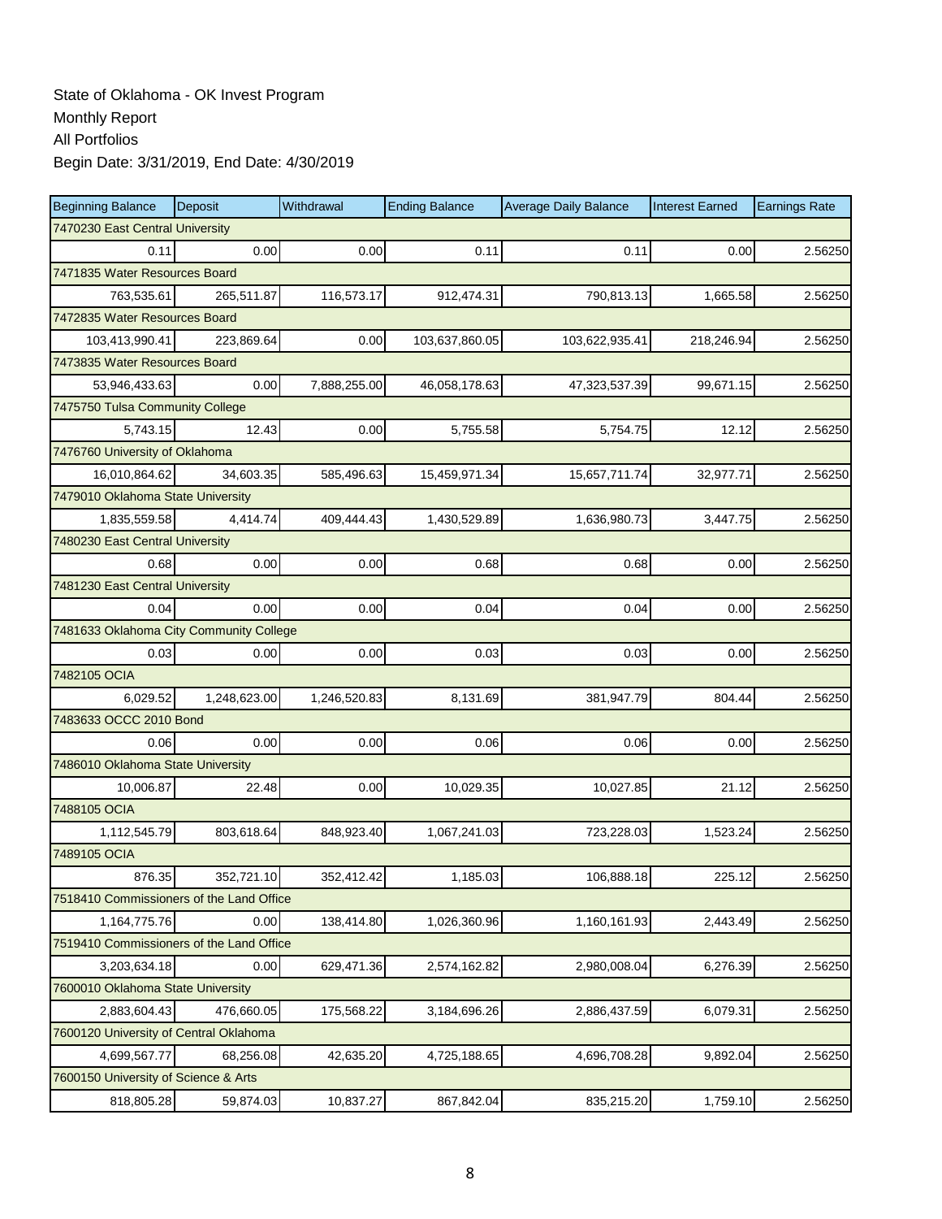State of Oklahoma - OK Invest Program
Monthly Report
All Portfolios
Begin Date: 3/31/2019, End Date: 4/30/2019

| Beginning Balance | Deposit | Withdrawal | Ending Balance | Average Daily Balance | Interest Earned | Earnings Rate |
|---|---|---|---|---|---|---|
| 7470230 East Central University | | | | | | |
| 0.11 | 0.00 | 0.00 | 0.11 | 0.11 | 0.00 | 2.56250 |
| 7471835 Water Resources Board | | | | | | |
| 763,535.61 | 265,511.87 | 116,573.17 | 912,474.31 | 790,813.13 | 1,665.58 | 2.56250 |
| 7472835 Water Resources Board | | | | | | |
| 103,413,990.41 | 223,869.64 | 0.00 | 103,637,860.05 | 103,622,935.41 | 218,246.94 | 2.56250 |
| 7473835 Water Resources Board | | | | | | |
| 53,946,433.63 | 0.00 | 7,888,255.00 | 46,058,178.63 | 47,323,537.39 | 99,671.15 | 2.56250 |
| 7475750 Tulsa Community College | | | | | | |
| 5,743.15 | 12.43 | 0.00 | 5,755.58 | 5,754.75 | 12.12 | 2.56250 |
| 7476760 University of Oklahoma | | | | | | |
| 16,010,864.62 | 34,603.35 | 585,496.63 | 15,459,971.34 | 15,657,711.74 | 32,977.71 | 2.56250 |
| 7479010 Oklahoma State University | | | | | | |
| 1,835,559.58 | 4,414.74 | 409,444.43 | 1,430,529.89 | 1,636,980.73 | 3,447.75 | 2.56250 |
| 7480230 East Central University | | | | | | |
| 0.68 | 0.00 | 0.00 | 0.68 | 0.68 | 0.00 | 2.56250 |
| 7481230 East Central University | | | | | | |
| 0.04 | 0.00 | 0.00 | 0.04 | 0.04 | 0.00 | 2.56250 |
| 7481633 Oklahoma City Community College | | | | | | |
| 0.03 | 0.00 | 0.00 | 0.03 | 0.03 | 0.00 | 2.56250 |
| 7482105 OCIA | | | | | | |
| 6,029.52 | 1,248,623.00 | 1,246,520.83 | 8,131.69 | 381,947.79 | 804.44 | 2.56250 |
| 7483633 OCCC 2010 Bond | | | | | | |
| 0.06 | 0.00 | 0.00 | 0.06 | 0.06 | 0.00 | 2.56250 |
| 7486010 Oklahoma State University | | | | | | |
| 10,006.87 | 22.48 | 0.00 | 10,029.35 | 10,027.85 | 21.12 | 2.56250 |
| 7488105 OCIA | | | | | | |
| 1,112,545.79 | 803,618.64 | 848,923.40 | 1,067,241.03 | 723,228.03 | 1,523.24 | 2.56250 |
| 7489105 OCIA | | | | | | |
| 876.35 | 352,721.10 | 352,412.42 | 1,185.03 | 106,888.18 | 225.12 | 2.56250 |
| 7518410 Commissioners of the Land Office | | | | | | |
| 1,164,775.76 | 0.00 | 138,414.80 | 1,026,360.96 | 1,160,161.93 | 2,443.49 | 2.56250 |
| 7519410 Commissioners of the Land Office | | | | | | |
| 3,203,634.18 | 0.00 | 629,471.36 | 2,574,162.82 | 2,980,008.04 | 6,276.39 | 2.56250 |
| 7600010 Oklahoma State University | | | | | | |
| 2,883,604.43 | 476,660.05 | 175,568.22 | 3,184,696.26 | 2,886,437.59 | 6,079.31 | 2.56250 |
| 7600120 University of Central Oklahoma | | | | | | |
| 4,699,567.77 | 68,256.08 | 42,635.20 | 4,725,188.65 | 4,696,708.28 | 9,892.04 | 2.56250 |
| 7600150 University of Science & Arts | | | | | | |
| 818,805.28 | 59,874.03 | 10,837.27 | 867,842.04 | 835,215.20 | 1,759.10 | 2.56250 |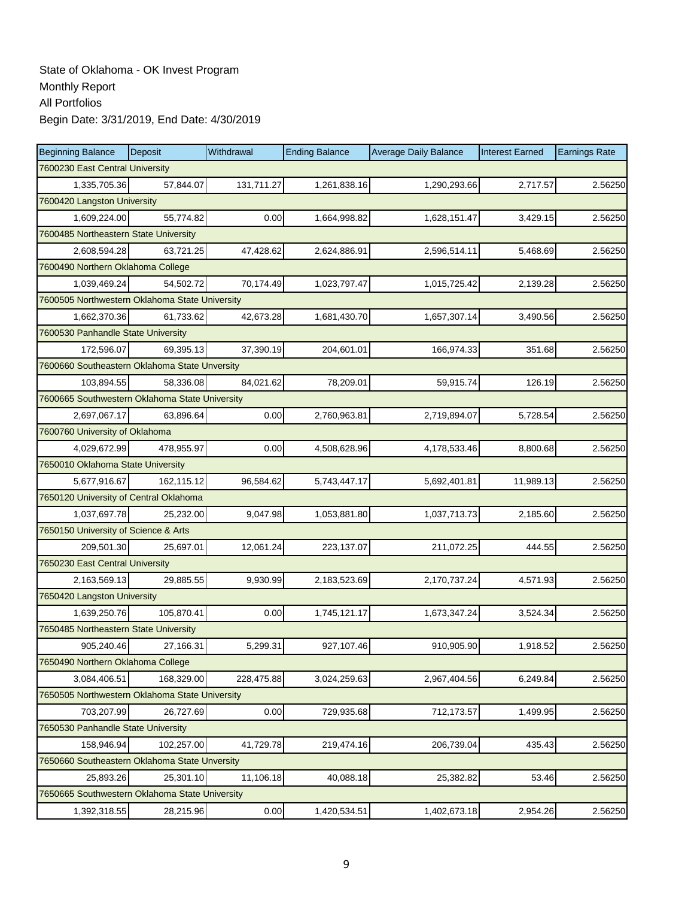State of Oklahoma - OK Invest Program
Monthly Report
All Portfolios
Begin Date: 3/31/2019, End Date: 4/30/2019

| Beginning Balance | Deposit | Withdrawal | Ending Balance | Average Daily Balance | Interest Earned | Earnings Rate |
|---|---|---|---|---|---|---|
| 7600230 East Central University | | | | | | |
| 1,335,705.36 | 57,844.07 | 131,711.27 | 1,261,838.16 | 1,290,293.66 | 2,717.57 | 2.56250 |
| 7600420 Langston University | | | | | | |
| 1,609,224.00 | 55,774.82 | 0.00 | 1,664,998.82 | 1,628,151.47 | 3,429.15 | 2.56250 |
| 7600485 Northeastern State University | | | | | | |
| 2,608,594.28 | 63,721.25 | 47,428.62 | 2,624,886.91 | 2,596,514.11 | 5,468.69 | 2.56250 |
| 7600490 Northern Oklahoma College | | | | | | |
| 1,039,469.24 | 54,502.72 | 70,174.49 | 1,023,797.47 | 1,015,725.42 | 2,139.28 | 2.56250 |
| 7600505 Northwestern Oklahoma State University | | | | | | |
| 1,662,370.36 | 61,733.62 | 42,673.28 | 1,681,430.70 | 1,657,307.14 | 3,490.56 | 2.56250 |
| 7600530 Panhandle State University | | | | | | |
| 172,596.07 | 69,395.13 | 37,390.19 | 204,601.01 | 166,974.33 | 351.68 | 2.56250 |
| 7600660 Southeastern Oklahoma State Unversity | | | | | | |
| 103,894.55 | 58,336.08 | 84,021.62 | 78,209.01 | 59,915.74 | 126.19 | 2.56250 |
| 7600665 Southwestern Oklahoma State University | | | | | | |
| 2,697,067.17 | 63,896.64 | 0.00 | 2,760,963.81 | 2,719,894.07 | 5,728.54 | 2.56250 |
| 7600760 University of Oklahoma | | | | | | |
| 4,029,672.99 | 478,955.97 | 0.00 | 4,508,628.96 | 4,178,533.46 | 8,800.68 | 2.56250 |
| 7650010 Oklahoma State University | | | | | | |
| 5,677,916.67 | 162,115.12 | 96,584.62 | 5,743,447.17 | 5,692,401.81 | 11,989.13 | 2.56250 |
| 7650120 University of Central Oklahoma | | | | | | |
| 1,037,697.78 | 25,232.00 | 9,047.98 | 1,053,881.80 | 1,037,713.73 | 2,185.60 | 2.56250 |
| 7650150 University of Science & Arts | | | | | | |
| 209,501.30 | 25,697.01 | 12,061.24 | 223,137.07 | 211,072.25 | 444.55 | 2.56250 |
| 7650230 East Central University | | | | | | |
| 2,163,569.13 | 29,885.55 | 9,930.99 | 2,183,523.69 | 2,170,737.24 | 4,571.93 | 2.56250 |
| 7650420 Langston University | | | | | | |
| 1,639,250.76 | 105,870.41 | 0.00 | 1,745,121.17 | 1,673,347.24 | 3,524.34 | 2.56250 |
| 7650485 Northeastern State University | | | | | | |
| 905,240.46 | 27,166.31 | 5,299.31 | 927,107.46 | 910,905.90 | 1,918.52 | 2.56250 |
| 7650490 Northern Oklahoma College | | | | | | |
| 3,084,406.51 | 168,329.00 | 228,475.88 | 3,024,259.63 | 2,967,404.56 | 6,249.84 | 2.56250 |
| 7650505 Northwestern Oklahoma State University | | | | | | |
| 703,207.99 | 26,727.69 | 0.00 | 729,935.68 | 712,173.57 | 1,499.95 | 2.56250 |
| 7650530 Panhandle State University | | | | | | |
| 158,946.94 | 102,257.00 | 41,729.78 | 219,474.16 | 206,739.04 | 435.43 | 2.56250 |
| 7650660 Southeastern Oklahoma State Unversity | | | | | | |
| 25,893.26 | 25,301.10 | 11,106.18 | 40,088.18 | 25,382.82 | 53.46 | 2.56250 |
| 7650665 Southwestern Oklahoma State University | | | | | | |
| 1,392,318.55 | 28,215.96 | 0.00 | 1,420,534.51 | 1,402,673.18 | 2,954.26 | 2.56250 |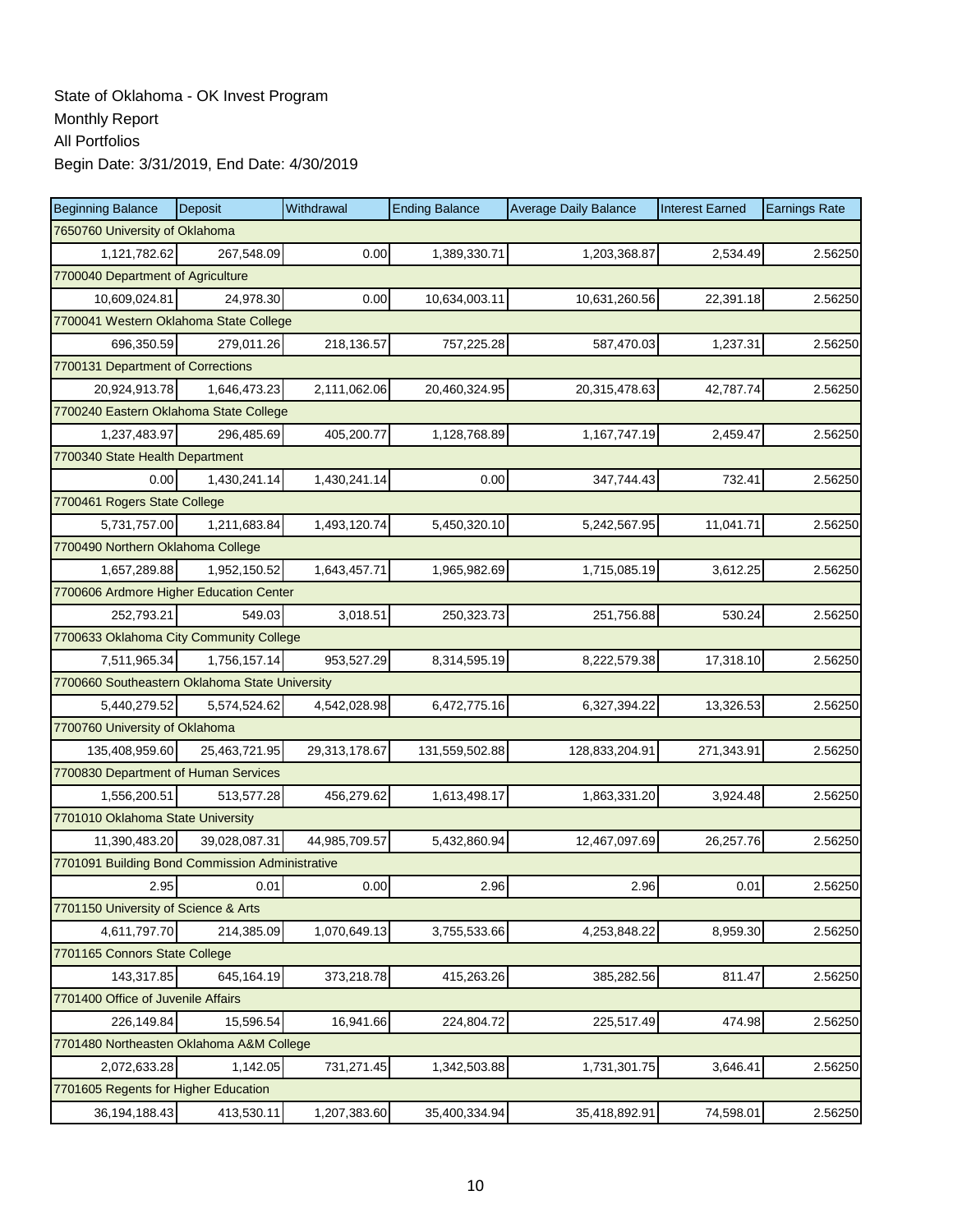State of Oklahoma - OK Invest Program
Monthly Report
All Portfolios
Begin Date: 3/31/2019, End Date: 4/30/2019

| Beginning Balance | Deposit | Withdrawal | Ending Balance | Average Daily Balance | Interest Earned | Earnings Rate |
|---|---|---|---|---|---|---|
| 7650760 University of Oklahoma | | | | | | |
| 1,121,782.62 | 267,548.09 | 0.00 | 1,389,330.71 | 1,203,368.87 | 2,534.49 | 2.56250 |
| 7700040 Department of Agriculture | | | | | | |
| 10,609,024.81 | 24,978.30 | 0.00 | 10,634,003.11 | 10,631,260.56 | 22,391.18 | 2.56250 |
| 7700041 Western Oklahoma State College | | | | | | |
| 696,350.59 | 279,011.26 | 218,136.57 | 757,225.28 | 587,470.03 | 1,237.31 | 2.56250 |
| 7700131 Department of Corrections | | | | | | |
| 20,924,913.78 | 1,646,473.23 | 2,111,062.06 | 20,460,324.95 | 20,315,478.63 | 42,787.74 | 2.56250 |
| 7700240 Eastern Oklahoma State College | | | | | | |
| 1,237,483.97 | 296,485.69 | 405,200.77 | 1,128,768.89 | 1,167,747.19 | 2,459.47 | 2.56250 |
| 7700340 State Health Department | | | | | | |
| 0.00 | 1,430,241.14 | 1,430,241.14 | 0.00 | 347,744.43 | 732.41 | 2.56250 |
| 7700461 Rogers State College | | | | | | |
| 5,731,757.00 | 1,211,683.84 | 1,493,120.74 | 5,450,320.10 | 5,242,567.95 | 11,041.71 | 2.56250 |
| 7700490 Northern Oklahoma College | | | | | | |
| 1,657,289.88 | 1,952,150.52 | 1,643,457.71 | 1,965,982.69 | 1,715,085.19 | 3,612.25 | 2.56250 |
| 7700606 Ardmore Higher Education Center | | | | | | |
| 252,793.21 | 549.03 | 3,018.51 | 250,323.73 | 251,756.88 | 530.24 | 2.56250 |
| 7700633 Oklahoma City Community College | | | | | | |
| 7,511,965.34 | 1,756,157.14 | 953,527.29 | 8,314,595.19 | 8,222,579.38 | 17,318.10 | 2.56250 |
| 7700660 Southeastern Oklahoma State University | | | | | | |
| 5,440,279.52 | 5,574,524.62 | 4,542,028.98 | 6,472,775.16 | 6,327,394.22 | 13,326.53 | 2.56250 |
| 7700760 University of Oklahoma | | | | | | |
| 135,408,959.60 | 25,463,721.95 | 29,313,178.67 | 131,559,502.88 | 128,833,204.91 | 271,343.91 | 2.56250 |
| 7700830 Department of Human Services | | | | | | |
| 1,556,200.51 | 513,577.28 | 456,279.62 | 1,613,498.17 | 1,863,331.20 | 3,924.48 | 2.56250 |
| 7701010 Oklahoma State University | | | | | | |
| 11,390,483.20 | 39,028,087.31 | 44,985,709.57 | 5,432,860.94 | 12,467,097.69 | 26,257.76 | 2.56250 |
| 7701091 Building Bond Commission Administrative | | | | | | |
| 2.95 | 0.01 | 0.00 | 2.96 | 2.96 | 0.01 | 2.56250 |
| 7701150 University of Science & Arts | | | | | | |
| 4,611,797.70 | 214,385.09 | 1,070,649.13 | 3,755,533.66 | 4,253,848.22 | 8,959.30 | 2.56250 |
| 7701165 Connors State College | | | | | | |
| 143,317.85 | 645,164.19 | 373,218.78 | 415,263.26 | 385,282.56 | 811.47 | 2.56250 |
| 7701400 Office of Juvenile Affairs | | | | | | |
| 226,149.84 | 15,596.54 | 16,941.66 | 224,804.72 | 225,517.49 | 474.98 | 2.56250 |
| 7701480 Northeasten Oklahoma A&M College | | | | | | |
| 2,072,633.28 | 1,142.05 | 731,271.45 | 1,342,503.88 | 1,731,301.75 | 3,646.41 | 2.56250 |
| 7701605 Regents for Higher Education | | | | | | |
| 36,194,188.43 | 413,530.11 | 1,207,383.60 | 35,400,334.94 | 35,418,892.91 | 74,598.01 | 2.56250 |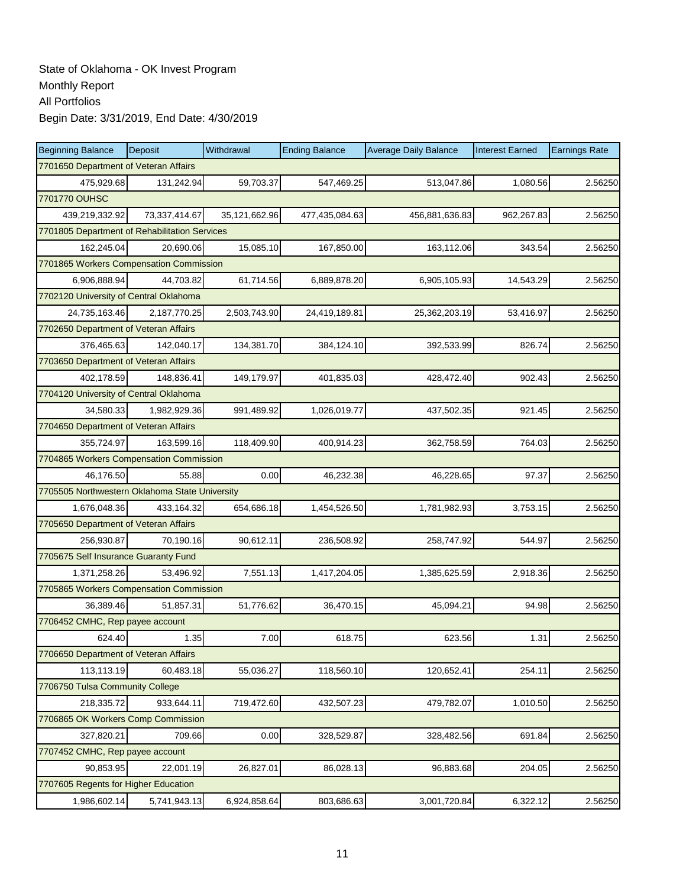State of Oklahoma - OK Invest Program
Monthly Report
All Portfolios
Begin Date: 3/31/2019, End Date: 4/30/2019

| Beginning Balance | Deposit | Withdrawal | Ending Balance | Average Daily Balance | Interest Earned | Earnings Rate |
|---|---|---|---|---|---|---|
| 7701650 Department of Veteran Affairs | | | | | | |
| 475,929.68 | 131,242.94 | 59,703.37 | 547,469.25 | 513,047.86 | 1,080.56 | 2.56250 |
| 7701770 OUHSC | | | | | | |
| 439,219,332.92 | 73,337,414.67 | 35,121,662.96 | 477,435,084.63 | 456,881,636.83 | 962,267.83 | 2.56250 |
| 7701805 Department of Rehabilitation Services | | | | | | |
| 162,245.04 | 20,690.06 | 15,085.10 | 167,850.00 | 163,112.06 | 343.54 | 2.56250 |
| 7701865 Workers Compensation Commission | | | | | | |
| 6,906,888.94 | 44,703.82 | 61,714.56 | 6,889,878.20 | 6,905,105.93 | 14,543.29 | 2.56250 |
| 7702120 University of Central Oklahoma | | | | | | |
| 24,735,163.46 | 2,187,770.25 | 2,503,743.90 | 24,419,189.81 | 25,362,203.19 | 53,416.97 | 2.56250 |
| 7702650 Department of Veteran Affairs | | | | | | |
| 376,465.63 | 142,040.17 | 134,381.70 | 384,124.10 | 392,533.99 | 826.74 | 2.56250 |
| 7703650 Department of Veteran Affairs | | | | | | |
| 402,178.59 | 148,836.41 | 149,179.97 | 401,835.03 | 428,472.40 | 902.43 | 2.56250 |
| 7704120 University of Central Oklahoma | | | | | | |
| 34,580.33 | 1,982,929.36 | 991,489.92 | 1,026,019.77 | 437,502.35 | 921.45 | 2.56250 |
| 7704650 Department of Veteran Affairs | | | | | | |
| 355,724.97 | 163,599.16 | 118,409.90 | 400,914.23 | 362,758.59 | 764.03 | 2.56250 |
| 7704865 Workers Compensation Commission | | | | | | |
| 46,176.50 | 55.88 | 0.00 | 46,232.38 | 46,228.65 | 97.37 | 2.56250 |
| 7705505 Northwestern Oklahoma State University | | | | | | |
| 1,676,048.36 | 433,164.32 | 654,686.18 | 1,454,526.50 | 1,781,982.93 | 3,753.15 | 2.56250 |
| 7705650 Department of Veteran Affairs | | | | | | |
| 256,930.87 | 70,190.16 | 90,612.11 | 236,508.92 | 258,747.92 | 544.97 | 2.56250 |
| 7705675 Self Insurance Guaranty Fund | | | | | | |
| 1,371,258.26 | 53,496.92 | 7,551.13 | 1,417,204.05 | 1,385,625.59 | 2,918.36 | 2.56250 |
| 7705865 Workers Compensation Commission | | | | | | |
| 36,389.46 | 51,857.31 | 51,776.62 | 36,470.15 | 45,094.21 | 94.98 | 2.56250 |
| 7706452 CMHC, Rep payee account | | | | | | |
| 624.40 | 1.35 | 7.00 | 618.75 | 623.56 | 1.31 | 2.56250 |
| 7706650 Department of Veteran Affairs | | | | | | |
| 113,113.19 | 60,483.18 | 55,036.27 | 118,560.10 | 120,652.41 | 254.11 | 2.56250 |
| 7706750 Tulsa Community College | | | | | | |
| 218,335.72 | 933,644.11 | 719,472.60 | 432,507.23 | 479,782.07 | 1,010.50 | 2.56250 |
| 7706865 OK Workers Comp Commission | | | | | | |
| 327,820.21 | 709.66 | 0.00 | 328,529.87 | 328,482.56 | 691.84 | 2.56250 |
| 7707452 CMHC, Rep payee account | | | | | | |
| 90,853.95 | 22,001.19 | 26,827.01 | 86,028.13 | 96,883.68 | 204.05 | 2.56250 |
| 7707605 Regents for Higher Education | | | | | | |
| 1,986,602.14 | 5,741,943.13 | 6,924,858.64 | 803,686.63 | 3,001,720.84 | 6,322.12 | 2.56250 |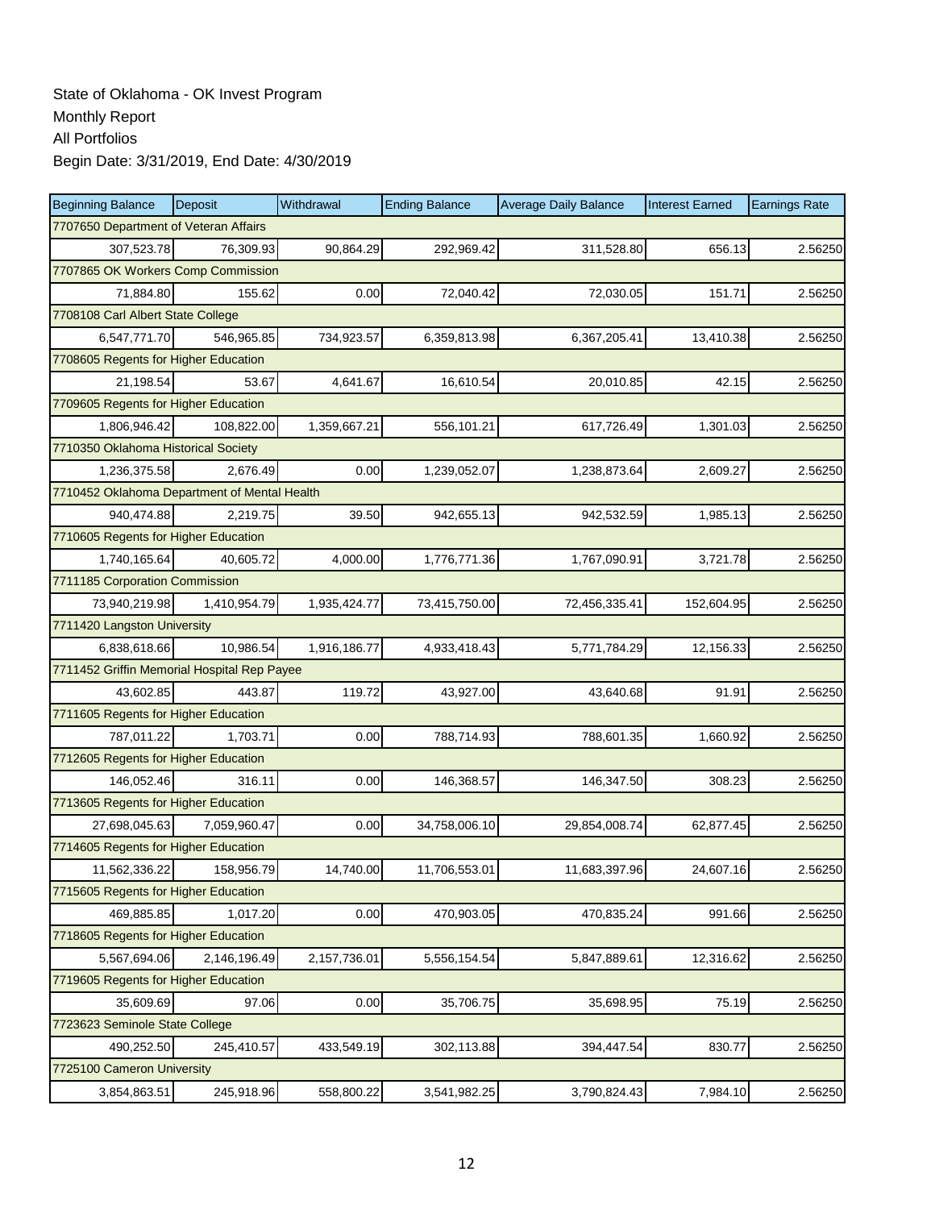State of Oklahoma - OK Invest Program
Monthly Report
All Portfolios
Begin Date: 3/31/2019, End Date: 4/30/2019

| Beginning Balance | Deposit | Withdrawal | Ending Balance | Average Daily Balance | Interest Earned | Earnings Rate |
|---|---|---|---|---|---|---|
| 7707650 Department of Veteran Affairs | | | | | | |
| 307,523.78 | 76,309.93 | 90,864.29 | 292,969.42 | 311,528.80 | 656.13 | 2.56250 |
| 7707865 OK Workers Comp Commission | | | | | | |
| 71,884.80 | 155.62 | 0.00 | 72,040.42 | 72,030.05 | 151.71 | 2.56250 |
| 7708108 Carl Albert State College | | | | | | |
| 6,547,771.70 | 546,965.85 | 734,923.57 | 6,359,813.98 | 6,367,205.41 | 13,410.38 | 2.56250 |
| 7708605 Regents for Higher Education | | | | | | |
| 21,198.54 | 53.67 | 4,641.67 | 16,610.54 | 20,010.85 | 42.15 | 2.56250 |
| 7709605 Regents for Higher Education | | | | | | |
| 1,806,946.42 | 108,822.00 | 1,359,667.21 | 556,101.21 | 617,726.49 | 1,301.03 | 2.56250 |
| 7710350 Oklahoma Historical Society | | | | | | |
| 1,236,375.58 | 2,676.49 | 0.00 | 1,239,052.07 | 1,238,873.64 | 2,609.27 | 2.56250 |
| 7710452 Oklahoma Department of Mental Health | | | | | | |
| 940,474.88 | 2,219.75 | 39.50 | 942,655.13 | 942,532.59 | 1,985.13 | 2.56250 |
| 7710605 Regents for Higher Education | | | | | | |
| 1,740,165.64 | 40,605.72 | 4,000.00 | 1,776,771.36 | 1,767,090.91 | 3,721.78 | 2.56250 |
| 7711185 Corporation Commission | | | | | | |
| 73,940,219.98 | 1,410,954.79 | 1,935,424.77 | 73,415,750.00 | 72,456,335.41 | 152,604.95 | 2.56250 |
| 7711420 Langston University | | | | | | |
| 6,838,618.66 | 10,986.54 | 1,916,186.77 | 4,933,418.43 | 5,771,784.29 | 12,156.33 | 2.56250 |
| 7711452 Griffin Memorial Hospital Rep Payee | | | | | | |
| 43,602.85 | 443.87 | 119.72 | 43,927.00 | 43,640.68 | 91.91 | 2.56250 |
| 7711605 Regents for Higher Education | | | | | | |
| 787,011.22 | 1,703.71 | 0.00 | 788,714.93 | 788,601.35 | 1,660.92 | 2.56250 |
| 7712605 Regents for Higher Education | | | | | | |
| 146,052.46 | 316.11 | 0.00 | 146,368.57 | 146,347.50 | 308.23 | 2.56250 |
| 7713605 Regents for Higher Education | | | | | | |
| 27,698,045.63 | 7,059,960.47 | 0.00 | 34,758,006.10 | 29,854,008.74 | 62,877.45 | 2.56250 |
| 7714605 Regents for Higher Education | | | | | | |
| 11,562,336.22 | 158,956.79 | 14,740.00 | 11,706,553.01 | 11,683,397.96 | 24,607.16 | 2.56250 |
| 7715605 Regents for Higher Education | | | | | | |
| 469,885.85 | 1,017.20 | 0.00 | 470,903.05 | 470,835.24 | 991.66 | 2.56250 |
| 7718605 Regents for Higher Education | | | | | | |
| 5,567,694.06 | 2,146,196.49 | 2,157,736.01 | 5,556,154.54 | 5,847,889.61 | 12,316.62 | 2.56250 |
| 7719605 Regents for Higher Education | | | | | | |
| 35,609.69 | 97.06 | 0.00 | 35,706.75 | 35,698.95 | 75.19 | 2.56250 |
| 7723623 Seminole State College | | | | | | |
| 490,252.50 | 245,410.57 | 433,549.19 | 302,113.88 | 394,447.54 | 830.77 | 2.56250 |
| 7725100 Cameron University | | | | | | |
| 3,854,863.51 | 245,918.96 | 558,800.22 | 3,541,982.25 | 3,790,824.43 | 7,984.10 | 2.56250 |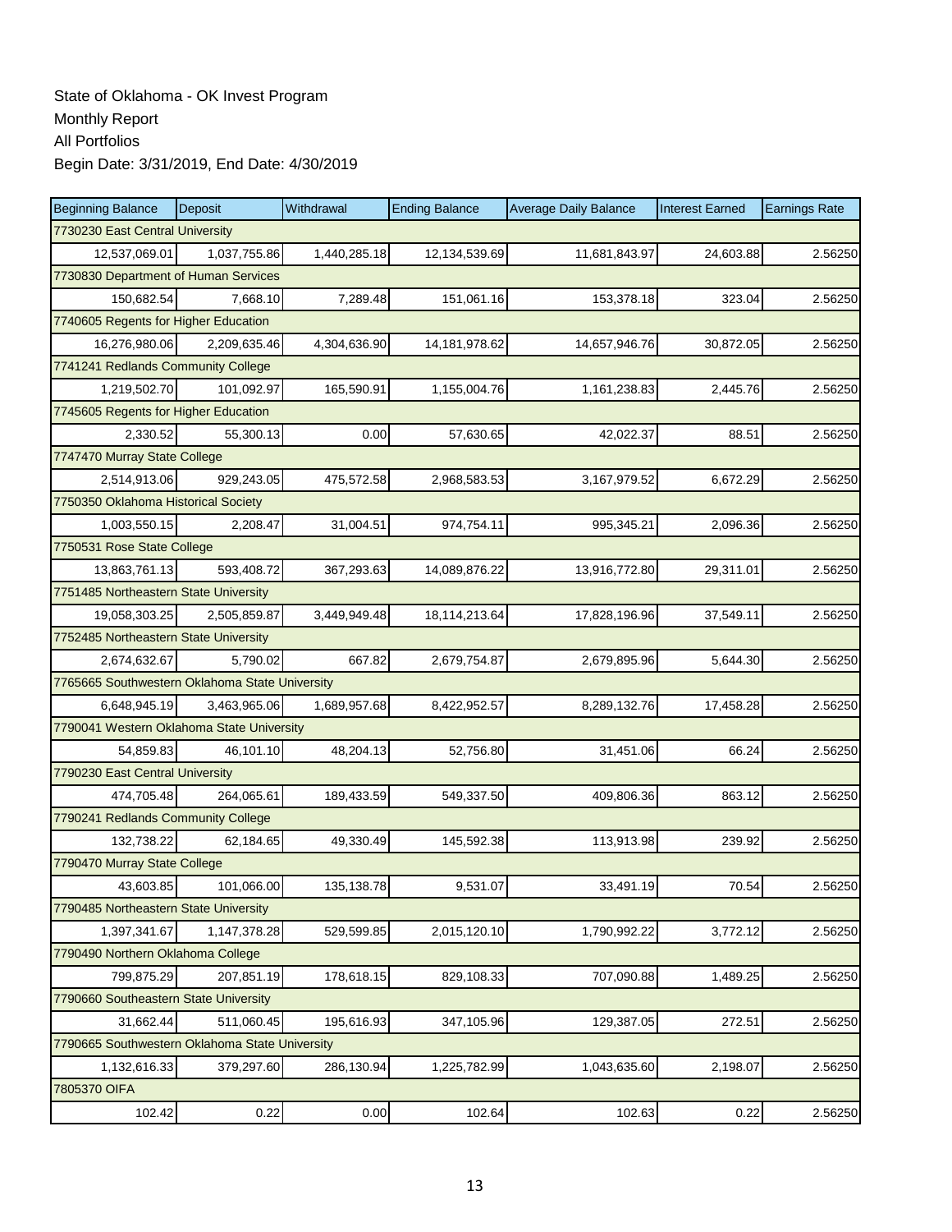State of Oklahoma - OK Invest Program
Monthly Report
All Portfolios
Begin Date: 3/31/2019, End Date: 4/30/2019

| Beginning Balance | Deposit | Withdrawal | Ending Balance | Average Daily Balance | Interest Earned | Earnings Rate |
|---|---|---|---|---|---|---|
| 7730230 East Central University | | | | | | |
| 12,537,069.01 | 1,037,755.86 | 1,440,285.18 | 12,134,539.69 | 11,681,843.97 | 24,603.88 | 2.56250 |
| 7730830 Department of Human Services | | | | | | |
| 150,682.54 | 7,668.10 | 7,289.48 | 151,061.16 | 153,378.18 | 323.04 | 2.56250 |
| 7740605 Regents for Higher Education | | | | | | |
| 16,276,980.06 | 2,209,635.46 | 4,304,636.90 | 14,181,978.62 | 14,657,946.76 | 30,872.05 | 2.56250 |
| 7741241 Redlands Community College | | | | | | |
| 1,219,502.70 | 101,092.97 | 165,590.91 | 1,155,004.76 | 1,161,238.83 | 2,445.76 | 2.56250 |
| 7745605 Regents for Higher Education | | | | | | |
| 2,330.52 | 55,300.13 | 0.00 | 57,630.65 | 42,022.37 | 88.51 | 2.56250 |
| 7747470 Murray State College | | | | | | |
| 2,514,913.06 | 929,243.05 | 475,572.58 | 2,968,583.53 | 3,167,979.52 | 6,672.29 | 2.56250 |
| 7750350 Oklahoma Historical Society | | | | | | |
| 1,003,550.15 | 2,208.47 | 31,004.51 | 974,754.11 | 995,345.21 | 2,096.36 | 2.56250 |
| 7750531 Rose State College | | | | | | |
| 13,863,761.13 | 593,408.72 | 367,293.63 | 14,089,876.22 | 13,916,772.80 | 29,311.01 | 2.56250 |
| 7751485 Northeastern State University | | | | | | |
| 19,058,303.25 | 2,505,859.87 | 3,449,949.48 | 18,114,213.64 | 17,828,196.96 | 37,549.11 | 2.56250 |
| 7752485 Northeastern State University | | | | | | |
| 2,674,632.67 | 5,790.02 | 667.82 | 2,679,754.87 | 2,679,895.96 | 5,644.30 | 2.56250 |
| 7765665 Southwestern Oklahoma State University | | | | | | |
| 6,648,945.19 | 3,463,965.06 | 1,689,957.68 | 8,422,952.57 | 8,289,132.76 | 17,458.28 | 2.56250 |
| 7790041 Western Oklahoma State University | | | | | | |
| 54,859.83 | 46,101.10 | 48,204.13 | 52,756.80 | 31,451.06 | 66.24 | 2.56250 |
| 7790230 East Central University | | | | | | |
| 474,705.48 | 264,065.61 | 189,433.59 | 549,337.50 | 409,806.36 | 863.12 | 2.56250 |
| 7790241 Redlands Community College | | | | | | |
| 132,738.22 | 62,184.65 | 49,330.49 | 145,592.38 | 113,913.98 | 239.92 | 2.56250 |
| 7790470 Murray State College | | | | | | |
| 43,603.85 | 101,066.00 | 135,138.78 | 9,531.07 | 33,491.19 | 70.54 | 2.56250 |
| 7790485 Northeastern State University | | | | | | |
| 1,397,341.67 | 1,147,378.28 | 529,599.85 | 2,015,120.10 | 1,790,992.22 | 3,772.12 | 2.56250 |
| 7790490 Northern Oklahoma College | | | | | | |
| 799,875.29 | 207,851.19 | 178,618.15 | 829,108.33 | 707,090.88 | 1,489.25 | 2.56250 |
| 7790660 Southeastern State University | | | | | | |
| 31,662.44 | 511,060.45 | 195,616.93 | 347,105.96 | 129,387.05 | 272.51 | 2.56250 |
| 7790665 Southwestern Oklahoma State University | | | | | | |
| 1,132,616.33 | 379,297.60 | 286,130.94 | 1,225,782.99 | 1,043,635.60 | 2,198.07 | 2.56250 |
| 7805370 OIFA | | | | | | |
| 102.42 | 0.22 | 0.00 | 102.64 | 102.63 | 0.22 | 2.56250 |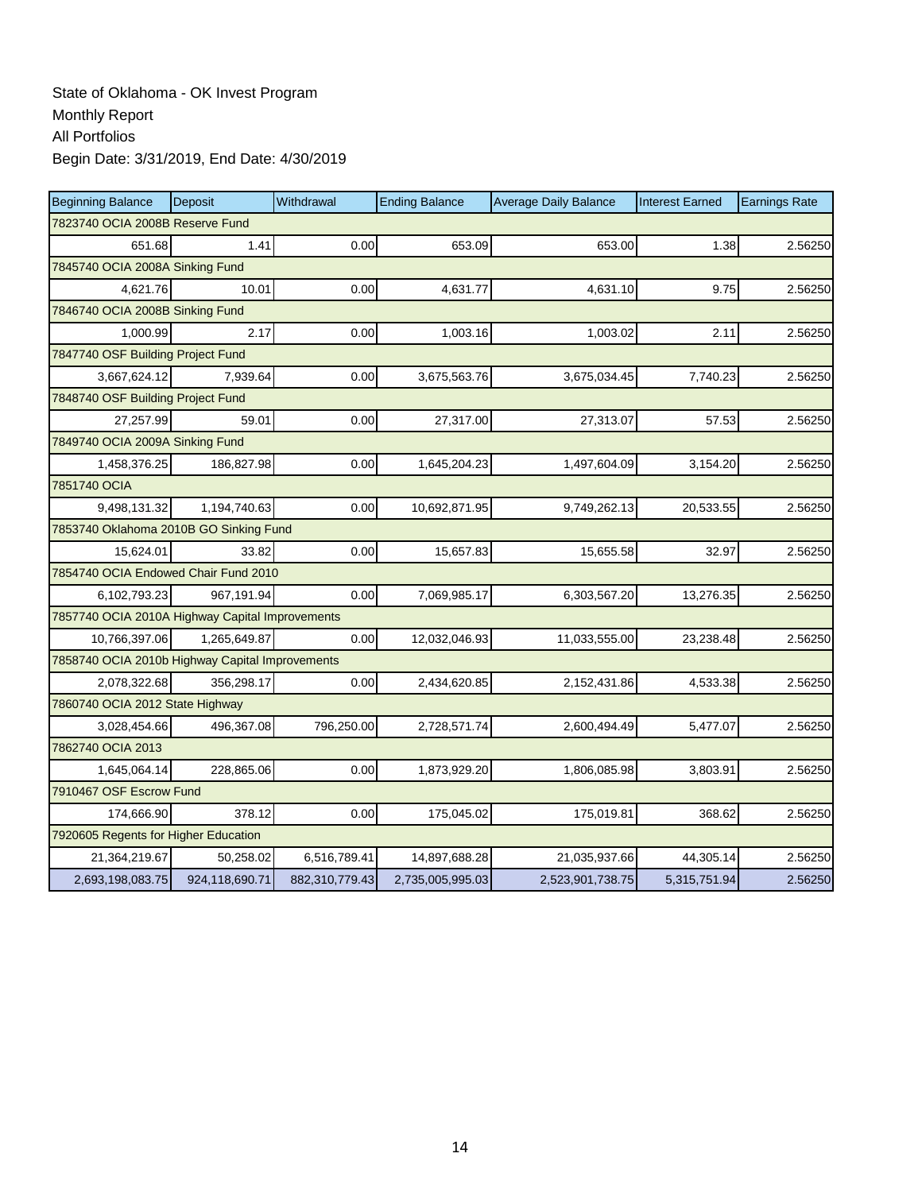State of Oklahoma - OK Invest Program
Monthly Report
All Portfolios
Begin Date: 3/31/2019, End Date: 4/30/2019

| Beginning Balance | Deposit | Withdrawal | Ending Balance | Average Daily Balance | Interest Earned | Earnings Rate |
|---|---|---|---|---|---|---|
| 7823740 OCIA 2008B Reserve Fund | | | | | | |
| 651.68 | 1.41 | 0.00 | 653.09 | 653.00 | 1.38 | 2.56250 |
| 7845740 OCIA 2008A Sinking Fund | | | | | | |
| 4,621.76 | 10.01 | 0.00 | 4,631.77 | 4,631.10 | 9.75 | 2.56250 |
| 7846740 OCIA 2008B Sinking Fund | | | | | | |
| 1,000.99 | 2.17 | 0.00 | 1,003.16 | 1,003.02 | 2.11 | 2.56250 |
| 7847740 OSF Building Project Fund | | | | | | |
| 3,667,624.12 | 7,939.64 | 0.00 | 3,675,563.76 | 3,675,034.45 | 7,740.23 | 2.56250 |
| 7848740 OSF Building Project Fund | | | | | | |
| 27,257.99 | 59.01 | 0.00 | 27,317.00 | 27,313.07 | 57.53 | 2.56250 |
| 7849740 OCIA 2009A Sinking Fund | | | | | | |
| 1,458,376.25 | 186,827.98 | 0.00 | 1,645,204.23 | 1,497,604.09 | 3,154.20 | 2.56250 |
| 7851740 OCIA | | | | | | |
| 9,498,131.32 | 1,194,740.63 | 0.00 | 10,692,871.95 | 9,749,262.13 | 20,533.55 | 2.56250 |
| 7853740 Oklahoma 2010B GO Sinking Fund | | | | | | |
| 15,624.01 | 33.82 | 0.00 | 15,657.83 | 15,655.58 | 32.97 | 2.56250 |
| 7854740 OCIA Endowed Chair Fund 2010 | | | | | | |
| 6,102,793.23 | 967,191.94 | 0.00 | 7,069,985.17 | 6,303,567.20 | 13,276.35 | 2.56250 |
| 7857740 OCIA 2010A Highway Capital Improvements | | | | | | |
| 10,766,397.06 | 1,265,649.87 | 0.00 | 12,032,046.93 | 11,033,555.00 | 23,238.48 | 2.56250 |
| 7858740 OCIA 2010b Highway Capital Improvements | | | | | | |
| 2,078,322.68 | 356,298.17 | 0.00 | 2,434,620.85 | 2,152,431.86 | 4,533.38 | 2.56250 |
| 7860740 OCIA 2012 State Highway | | | | | | |
| 3,028,454.66 | 496,367.08 | 796,250.00 | 2,728,571.74 | 2,600,494.49 | 5,477.07 | 2.56250 |
| 7862740 OCIA 2013 | | | | | | |
| 1,645,064.14 | 228,865.06 | 0.00 | 1,873,929.20 | 1,806,085.98 | 3,803.91 | 2.56250 |
| 7910467 OSF Escrow Fund | | | | | | |
| 174,666.90 | 378.12 | 0.00 | 175,045.02 | 175,019.81 | 368.62 | 2.56250 |
| 7920605 Regents for Higher Education | | | | | | |
| 21,364,219.67 | 50,258.02 | 6,516,789.41 | 14,897,688.28 | 21,035,937.66 | 44,305.14 | 2.56250 |
| 2,693,198,083.75 | 924,118,690.71 | 882,310,779.43 | 2,735,005,995.03 | 2,523,901,738.75 | 5,315,751.94 | 2.56250 |